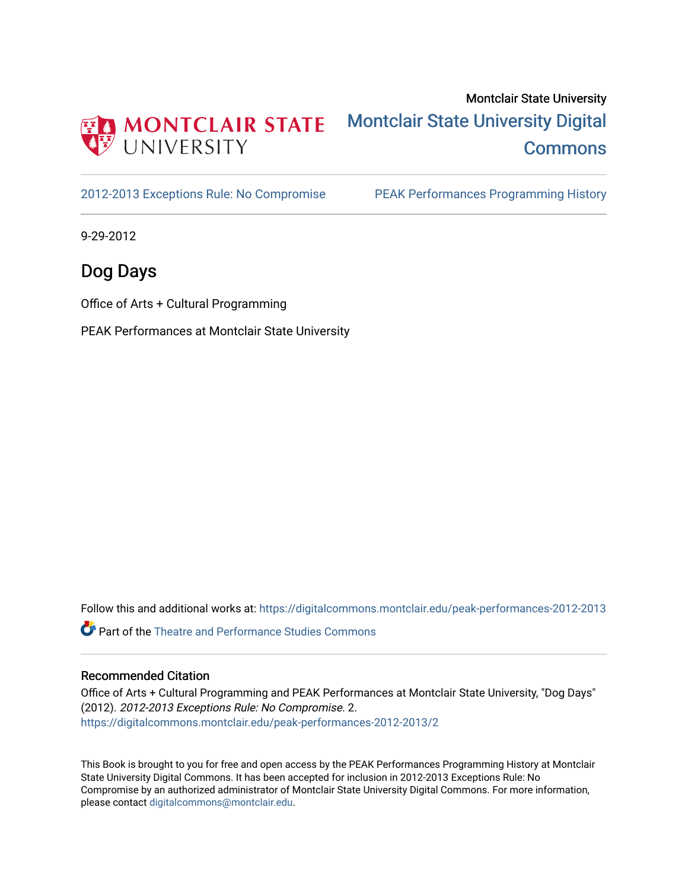Montclair State University

Montclair State University Digital Commons

2012-2013 Exceptions Rule: No Compromise

PEAK Performances Programming History

9-29-2012

# Dog Days

Office of Arts + Cultural Programming

PEAK Performances at Montclair State University

Follow this and additional works at: https://digitalcommons.montclair.edu/peak-performances-2012-2013

Part of the Theatre and Performance Studies Commons

## Recommended Citation

Office of Arts + Cultural Programming and PEAK Performances at Montclair State University, "Dog Days" (2012). *2012-2013 Exceptions Rule: No Compromise*. 2.
https://digitalcommons.montclair.edu/peak-performances-2012-2013/2

This Book is brought to you for free and open access by the PEAK Performances Programming History at Montclair State University Digital Commons. It has been accepted for inclusion in 2012-2013 Exceptions Rule: No Compromise by an authorized administrator of Montclair State University Digital Commons. For more information, please contact digitalcommons@montclair.edu.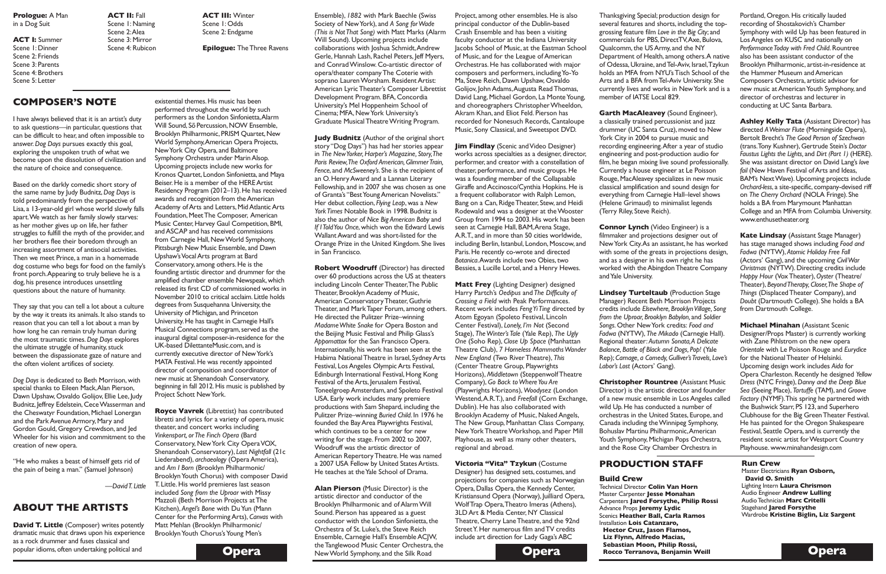**Prologue:** A Man in a Dog Suit

**ACT I:** Summer
Scene 1: Dinner
Scene 2: Friends
Scene 3: Parents
Scene 4: Brothers
Scene 5: Letter

**ACT II:** Fall
Scene 1: Naming
Scene 2: Alea
Scene 3: Mirror
Scene 4: Rubicon

**ACT III:** Winter
Scene 1: Odds
Scene 2: Endgame

**Epilogue:** The Three Ravens

## COMPOSER'S NOTE

I have always believed that it is an artist's duty to ask questions—in particular, questions that can be difficult to hear, and often impossible to answer. *Dog Days* pursues exactly this goal, exploring the unspoken truth of what we become upon the dissolution of civilization and the nature of choice and consequence.

Based on the darkly comedic short story of the same name by Judy Budnitz, *Dog Days* is told predominantly from the perspective of Lisa, a 13-year-old girl whose world slowly falls apart. We watch as her family slowly starves: as her mother gives up on life, her father struggles to fulfill the myth of the provider, and her brothers flee their boredom through an increasing assortment of antisocial activities. Then we meet Prince, a man in a homemade dog costume who begs for food on the family's front porch. Appearing to truly believe he is a dog, his presence introduces unsettling questions about the nature of humanity.

They say that you can tell a lot about a culture by the way it treats its animals. It also stands to reason that you can tell a lot about a man by how long he can remain truly human during the most traumatic times. *Dog Days* explores the ultimate struggle of humanity, stuck between the dispassionate gaze of nature and the often violent artifices of society.

*Dog Days* is dedicated to Beth Morrison, with special thanks to Eileen Mack, Alan Pierson, Dawn Upshaw, Osvaldo Golijov, Ellie Lee, Judy Budnitz, Jeffrey Edelstein, Cece Wasserman and the Cheswatyr Foundation, Michael Lonergan and the Park Avenue Armory, Mary and Gordon Gould, Gregory Crewdson, and Jed Wheeler for his vision and commitment to the creation of new opera.

"He who makes a beast of himself gets rid of the pain of being a man." (Samuel Johnson)

*—David T. Little*

## ABOUT THE ARTISTS

**David T. Little** (Composer) writes potently dramatic music that draws upon his experience as a rock drummer and fuses classical and popular idioms, often undertaking political and existential themes. His music has been performed throughout the world by such performers as the London Sinfonietta, Alarm Will Sound, Sō Percussion, NOW Ensemble, Brooklyn Philharmonic, PRISM Quartet, New World Symphony, American Opera Projects, New York City Opera, and Baltimore Symphony Orchestra under Marin Alsop. Upcoming projects include new works for Kronos Quartet, London Sinfonietta, and Maya Beiser. He is a member of the HERE Artist Residency Program (2012–13). He has received awards and recognition from the American Academy of Arts and Letters, Mid Atlantic Arts Foundation, Meet The Composer, American Music Center, Harvey Gaul Competition, BMI, and ASCAP and has received commissions from Carnegie Hall, New World Symphony, Pittsburgh New Music Ensemble, and Dawn Upshaw's Vocal Arts program at Bard Conservatory, among others. He is the founding artistic director and drummer for the amplified chamber ensemble Newspeak, which released its first CD of commissioned works in November 2010 to critical acclaim. Little holds degrees from Susquehanna University, the University of Michigan, and Princeton University. He has taught in Carnegie Hall's Musical Connections program, served as the inaugural digital composer-in-residence for the UK-based DilettanteMusic.com, and is currently executive director of New York's MATA Festival. He was recently appointed director of composition and coordinator of new music at Shenandoah Conservatory, beginning in fall 2012. His music is published by Project Schott New York.

**Royce Vavrek** (Librettist) has contributed libretti and lyrics for a variety of opera, music theater, and concert works including *Vinkensport, or The Finch Opera* (Bard Conservatory, New York City Opera VOX, Shenandoah Conservatory), *Last Nightfall* (21c Liederabend), *archaeology* (Opera America), and *Am I Born* (Brooklyn Philharmonic/Brooklyn Youth Chorus) with composer David T. Little. His world premieres last season included *Song from the Uproar* with Missy Mazzoli (Beth Morrison Projects at The Kitchen), *Angel's Bone* with Du Yun (Mann Center for the Performing Arts), *Canvas* with Matt Mehlan (Brooklyn Philharmonic/Brooklyn Youth Chorus's Young Men's Ensemble), *1882* with Mark Baechle (Swiss Society of New York), and *A Song for Wade (This is Not That Song)* with Matt Marks (Alarm Will Sound). Upcoming projects include collaborations with Joshua Schmidt, Andrew Gerle, Hannah Lash, Rachel Peters, Jeff Myers, and Conrad Winslow. Co-artistic director of opera/theater company The Coterie with soprano Lauren Worsham. Resident Artist: American Lyric Theater's Composer Librettist Development Program. BFA, Concordia University's Mel Hoppenheim School of Cinema; MFA, New York University's Graduate Musical Theatre Writing Program.

**Judy Budnitz** (Author of the original short story "Dog Days") has had her stories appear in *The New Yorker, Harper's Magazine, Story, The Paris Review, The Oxford American, Glimmer Train, Fence*, and *McSweeney's*. She is the recipient of an O. Henry Award and a Lannan Literary Fellowship, and in 2007 she was chosen as one of Granta's "Best Young American Novelists." Her debut collection, *Flying Leap*, was a *New York Times* Notable Book in 1998. Budnitz is also the author of *Nice Big American Baby* and *If I Told You Once*, which won the Edward Lewis Wallant Award and was short-listed for the Orange Prize in the United Kingdom. She lives in San Francisco.

**Robert Woodruff** (Director) has directed over 60 productions across the US at theaters including Lincoln Center Theater, The Public Theater, Brooklyn Academy of Music, American Conservatory Theater, Guthrie Theater, and Mark Taper Forum, among others. He directed the Pulitzer Prize–winning *Madame White Snake* for Opera Boston and the Beijing Music Festival and Philip Glass's *Appomattox* for the San Francisco Opera. Internationally, his work has been seen at the Habima National Theatre in Israel, Sydney Arts Festival, Los Angeles Olympic Arts Festival, Edinburgh International Festival, Hong Kong Festival of the Arts, Jerusalem Festival, Toneelgroep Amsterdam, and Spoleto Festival USA. Early work includes many premiere productions with Sam Shepard, including the Pulitzer Prize–winning *Buried Child*. In 1976 he founded the Bay Area Playwrights Festival, which continues to be a center for new writing for the stage. From 2002 to 2007, Woodruff was the artistic director of American Repertory Theatre. He was named a 2007 USA Fellow by United States Artists. He teaches at the Yale School of Drama.

**Alan Pierson** (Music Director) is the artistic director and conductor of the Brooklyn Philharmonic and of Alarm Will Sound. Pierson has appeared as a guest conductor with the London Sinfonietta, the Orchestra of St. Luke's, the Steve Reich Ensemble, Carnegie Hall's Ensemble ACJW, the Tanglewood Music Center Orchestra, the New World Symphony, and the Silk Road Project, among other ensembles. He is also principal conductor of the Dublin-based Crash Ensemble and has been a visiting faculty conductor at the Indiana University Jacobs School of Music, at the Eastman School of Music, and for the League of American Orchestras. He has collaborated with major composers and performers, including Yo-Yo Ma, Steve Reich, Dawn Upshaw, Osvaldo Golijov, John Adams, Augusta Read Thomas, David Lang, Michael Gordon, La Monte Young, and choreographers Christopher Wheeldon, Akram Khan, and Eliot Feld. Pierson has recorded for Nonesuch Records, Cantaloupe Music, Sony Classical, and Sweetspot DVD.

**Jim Findlay** (Scenic and Video Designer) works across specialties as a designer, director, performer, and creator with a constellation of theater, performance, and music groups. He was a founding member of the Collapsable Giraffe and Accinosco/Cynthia Hopkins. He is a frequent collaborator with Ralph Lemon, Bang on a Can, Ridge Theater, Stew, and Heidi Rodewald and was a designer at the Wooster Group from 1994 to 2003. His work has been seen at Carnegie Hall, BAM, Arena Stage, A.R.T., and in more than 50 cities worldwide, including Berlin, Istanbul, London, Moscow, and Paris. He recently co-wrote and directed *Botanica*. Awards include two Obies, two Bessies, a Lucille Lortel, and a Henry Hewes.

**Matt Frey** (Lighting Designer) designed Harry Partch's *Oedipus* and *The Difficulty of Crossing a Field* with Peak Performances. Recent work includes *Feng Yi Ting* directed by Atom Egoyan (Spoleto Festival, Lincoln Center Festival), *Lonely, I'm Not* (Second Stage), *The Winter's Tale* (Yale Rep), *The Ugly One* (Soho Rep), *Close Up Space* (Manhattan Theatre Club), *7 Homeless Mammoths Wander New England* (Two River Theater), *This* (Center Theatre Group, Playwrights Horizons), *Middletown* (Steppenwolf Theatre Company), *Go Back to Where You Are* (Playwrights Horizons), *Woodysez* (London Westend, A.R.T.), and *Freefall* (Corn Exchange, Dublin). He has also collaborated with Brooklyn Academy of Music, Naked Angels, The New Group, Manhattan Class Company, New York Theatre Workshop, and Paper Mill Playhouse, as well as many other theaters, regional and abroad.

**Victoria "Vita" Tzykun** (Costume Designer) has designed sets, costumes, and projections for companies such as Norwegian Opera, Dallas Opera, the Kennedy Center, Kristiansund Opera (Norway), Juilliard Opera, Wolf Trap Opera, Theatro Imeras (Athens), 3LD Art & Media Center, NY Classical Theatre, Cherry Lane Theatre, and the 92nd Street Y. Her numerous film and TV credits include art direction for Lady Gaga's ABC Thanksgiving Special; production design for several features and shorts, including the top-grossing feature film *Love in the Big City*; and commercials for PBS, DirectTV, Axe, Bulova, Qualcomm, the US Army, and the NY Department of Health, among others. A native of Odessa, Ukraine, and Tel-Aviv, Israel, Tzykun holds an MFA from NYU's Tisch School of the Arts and a BFA from Tel-Aviv University. She currently lives and works in New York and is a member of IATSE Local 829.

**Garth MacAleavey** (Sound Engineer), a classically trained percussionist and jazz drummer (UC Santa Cruz), moved to New York City in 2004 to pursue music and recording engineering. After a year of studio engineering and post-production audio for film, he began mixing live sound professionally. Currently a house engineer at Le Poisson Rouge, MacAleavey specializes in new music classical amplification and sound design for everything from Carnegie Hall–level shows (Helene Grimaud) to minimalist legends (Terry Riley, Steve Reich).

**Connor Lynch** (Video Engineer) is a filmmaker and projections designer out of New York City. As an assistant, he has worked with some of the greats in projections design, and as a designer in his own right he has worked with the Abingdon Theatre Company and Yale University.

**Lindsey Turteltaub** (Production Stage Manager) Recent Beth Morrison Projects credits include *Elsewhere*, *Brooklyn Village*, *Song from the Uproar*, *Brooklyn Babylon*, and *Soldier Songs*. Other New York credits: *Food and Fadwa* (NYTW), *The Mikado* (Carnegie Hall). Regional theater: *Autumn Sonata*, *A Delicate Balance*, *Battle of Black and Dogs*, *Pop!* (Yale Rep); *Carnage*, *a Comedy*, *Gulliver's Travels*, *Love's Labor's Lost* (Actors' Gang).

**Christopher Rountree** (Assistant Music Director) is the artistic director and founder of a new music ensemble in Los Angeles called wild Up. He has conducted a number of orchestras in the United States, Europe, and Canada including the Winnipeg Symphony, Bohuslav Martinu Philharmonic, American Youth Symphony, Michigan Pops Orchestra, and the Rose City Chamber Orchestra in Portland, Oregon. His critically lauded recording of Shostakovich's Chamber Symphony with wild Up has been featured in Los Angeles on KUSC and nationally on *Performance Today with Fred Child*. Rountree also has been assistant conductor of the Brooklyn Philharmonic, artist-in-residence at the Hammer Museum and American Composers Orchestra, artistic advisor for new music at American Youth Symphony, and director of orchestras and lecturer in conducting at UC Santa Barbara.

**Ashley Kelly Tata** (Assistant Director) has directed *A Weimar Flute* (Morningside Opera), Bertolt Brecht's *The Good Person of Szechwan* (trans. Tony Kushner), Gertrude Stein's *Doctor Faustus Lights the Lights*, and *Dirt (Part 1)* (HERE). She was assistant director on David Lang's *love fail* (New Haven Festival of Arts and Ideas, BAM's Next Wave). Upcoming projects include *Orchard-less*, a site-specific, company-devised riff on *The Cherry Orchard* (NOLA Fringe). She holds a BA from Marymount Manhattan College and an MFA from Columbia University. www.enthusetheater.org

**Kate Lindsay** (Assistant Stage Manager) has stage managed shows including *Food and Fadwa* (NYTW), *Atomic Holiday Free Fall* (Actors' Gang), and the upcoming *Civil War Christmas* (NYTW). Directing credits include *Happy Hour* (Vox Theater), *Oyster* (Theatre/Theater), *Beyond Therapy*, *Closer*, *The Shape of Things* (Displaced Theater Company), and *Doubt* (Dartmouth College). She holds a BA from Dartmouth College.

**Michael Minahan** (Assistant Scenic Designer/Props Master) is currently working with Zane Pihlstrom on the new opera *Orientale* with Le Poisson Rouge and *Eurydice* for the National Theater of Helsinki. Upcoming design work includes *Aida* for Opera Charleston. Recently he designed *Yellow Dress* (NYC Fringe), *Danny and the Deep Blue Sea* (Seeing Place), *Tartuffe* (TAM), and *Groove Factory* (NYMF). This spring he partnered with the Bushwick Starr, PS 123, and Superhero Clubhouse for the Big Green Theater Festival. He has painted for the Oregon Shakespeare Festival, Seattle Opera, and is currently the resident scenic artist for Westport Country Playhouse. www.minahandesign.com

## PRODUCTION STAFF

### Build Crew

Technical Director **Colin Van Horn**
Master Carpenter **Jesse Monahan**
Carpenters **Jared Forsythe, Philip Rossi**
Advance Props **Jeremy Lydic**
Scenics **Heather Ball, Carla Ramos**
Installation **Lois Catanzaro, Hector Cruz, Jason Flamos, Liz Flynn, Alfredo Macias, Sebastian Moon, Philip Rossi, Rocco Terranova, Benjamin Weill**

### Run Crew

Master Electricians **Ryan Osborn, David O. Smith**
Lighting Intern **Laura Chrismon**
Audio Engineer **Andrew Lulling**
Audio Technician **Marc Critelli**
Stagehand **Jared Forsythe**
Wardrobe **Kristine Biglin, Liz Sargent**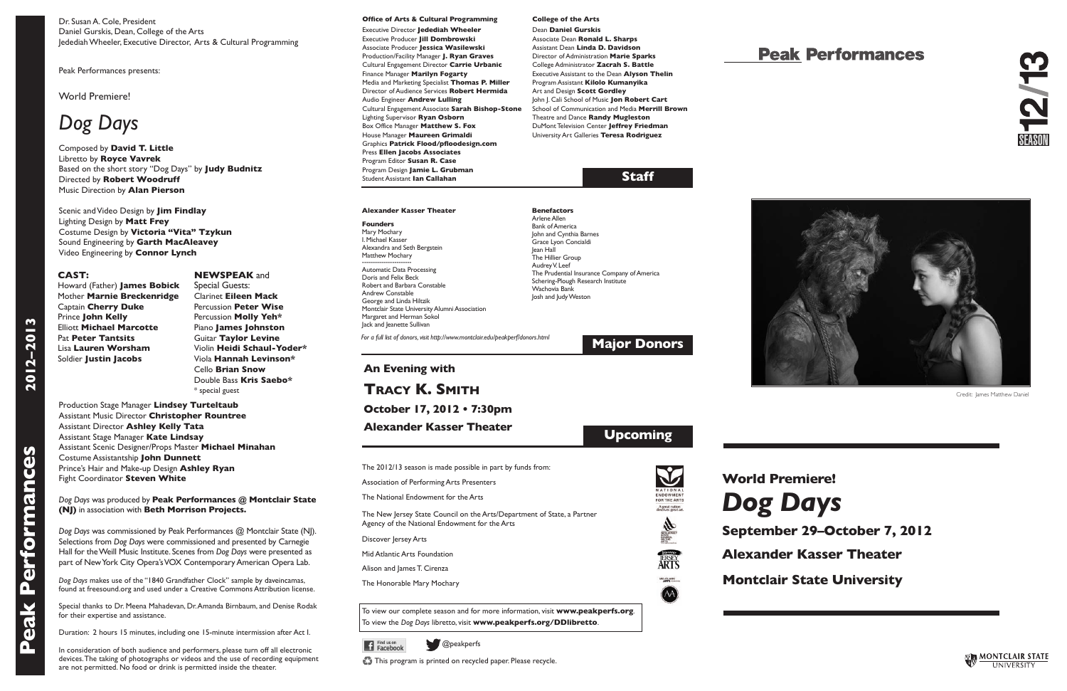Dr. Susan A. Cole, President
Daniel Gurskis, Dean, College of the Arts
Jedediah Wheeler, Executive Director, Arts & Cultural Programming

Peak Performances presents:

World Premiere!

# *Dog Days*

Composed by **David T. Little**
Libretto by **Royce Vavrek**
Based on the short story "Dog Days" by **Judy Budnitz**
Directed by **Robert Woodruff**
Music Direction by **Alan Pierson**

Scenic and Video Design by **Jim Findlay**
Lighting Design by **Matt Frey**
Costume Design by **Victoria "Vita" Tzykun**
Sound Engineering by **Garth MacAleavey**
Video Engineering by **Connor Lynch**

**CAST:**
Howard (Father) **James Bobick**
Mother **Marnie Breckenridge**
Captain **Cherry Duke**
Prince **John Kelly**
Elliott **Michael Marcotte**
Pat **Peter Tantsits**
Lisa **Lauren Worsham**
Soldier **Justin Jacobs**

**NEWSPEAK** and
Special Guests:
Clarinet **Eileen Mack**
Percussion **Peter Wise**
Percussion **Molly Yeh***
Piano **James Johnston**
Guitar **Taylor Levine**
Violin **Heidi Schaul-Yoder***
Viola **Hannah Levinson***
Cello **Brian Snow**
Double Bass **Kris Saebo***
* special guest

Production Stage Manager **Lindsey Turteltaub**
Assistant Music Director **Christopher Rountree**
Assistant Director **Ashley Kelly Tata**
Assistant Stage Manager **Kate Lindsay**
Assistant Scenic Designer/Props Master **Michael Minahan**
Costume Assistantship **John Dunnett**
Prince's Hair and Make-up Design **Ashley Ryan**
Fight Coordinator **Steven White**

*Dog Days* was produced by **Peak Performances @ Montclair State (NJ)** in association with **Beth Morrison Projects.**

*Dog Days* was commissioned by Peak Performances @ Montclair State (NJ). Selections from *Dog Days* were commissioned and presented by Carnegie Hall for the Weill Music Institute. Scenes from *Dog Days* were presented as part of New York City Opera's VOX Contemporary American Opera Lab.

*Dog Days* makes use of the "1840 Grandfather Clock" sample by daveincamas, found at freesound.org and used under a Creative Commons Attribution license.

Special thanks to Dr. Meena Mahadevan, Dr. Amanda Birnbaum, and Denise Rodak for their expertise and assistance.

Duration: 2 hours 15 minutes, including one 15-minute intermission after Act I.

In consideration of both audience and performers, please turn off all electronic devices. The taking of photographs or videos and the use of recording equipment are not permitted. No food or drink is permitted inside the theater.

## Staff

**Office of Arts & Cultural Programming**
Executive Director **Jedediah Wheeler**
Executive Producer **Jill Dombrowski**
Associate Producer **Jessica Wasilewski**
Production/Facility Manager **J. Ryan Graves**
Cultural Engagement Director **Carrie Urbanic**
Finance Manager **Marilyn Fogarty**
Media and Marketing Specialist **Thomas P. Miller**
Director of Audience Services **Robert Hermida**
Audio Engineer **Andrew Lulling**
Cultural Engagement Associate **Sarah Bishop-Stone**
Lighting Supervisor **Ryan Osborn**
Box Office Manager **Matthew S. Fox**
House Manager **Maureen Grimaldi**
Graphics **Patrick Flood/pfloodesign.com**
Press **Ellen Jacobs Associates**
Program Editor **Susan R. Case**
Program Design **Jamie L. Grubman**
Student Assistant **Ian Callahan**

**College of the Arts**
Dean **Daniel Gurskis**
Associate Dean **Ronald L. Sharps**
Assistant Dean **Linda D. Davidson**
Director of Administration **Marie Sparks**
College Administrator **Zacrah S. Battle**
Executive Assistant to the Dean **Alyson Thelin**
Program Assistant **Kilolo Kumanyika**
Art and Design **Scott Gordley**
John J. Cali School of Music **Jon Robert Cart**
School of Communication and Media **Merrill Brown**
Theatre and Dance **Randy Mugleston**
DuMont Television Center **Jeffrey Friedman**
University Art Galleries **Teresa Rodriguez**

## Major Donors

**Alexander Kasser Theater**

**Founders**
Mary Mochary
I. Michael Kasser
Alexandra and Seth Bergstein
Matthew Mochary
-----------------------
Automatic Data Processing
Doris and Felix Beck
Robert and Barbara Constable
Andrew Constable
George and Linda Hiltzik
Montclair State University Alumni Association
Margaret and Herman Sokol
Jack and Jeanette Sullivan

**Benefactors**
Arlene Allen
Bank of America
John and Cynthia Barnes
Grace Lyon Concialdi
Jean Hall
The Hillier Group
Audrey V. Leef
The Prudential Insurance Company of America
Schering-Plough Research Institute
Wachovia Bank
Josh and Judy Weston

*For a full list of donors, visit http://www.montclair.edu/peakperf/donors.html*

## Upcoming

**An Evening with**

**TRACY K. SMITH**

**October 17, 2012 • 7:30pm**

**Alexander Kasser Theater**

The 2012/13 season is made possible in part by funds from:

Association of Performing Arts Presenters

The National Endowment for the Arts

The New Jersey State Council on the Arts/Department of State, a Partner Agency of the National Endowment for the Arts

Discover Jersey Arts

Mid Atlantic Arts Foundation

Alison and James T. Cirenza

The Honorable Mary Mochary

To view our complete season and for more information, visit **www.peakperfs.org**.
To view the *Dog Days* libretto, visit **www.peakperfs.org/DDlibretto**.

Find us on Facebook   @peakperfs

This program is printed on recycled paper. Please recycle.

# Peak Performances

12/13 SEASON

Credit: James Matthew Daniel

**World Premiere!**

# *Dog Days*

**September 29–October 7, 2012**

**Alexander Kasser Theater**

**Montclair State University**

MONTCLAIR STATE UNIVERSITY

Peak Performances 2012–2013